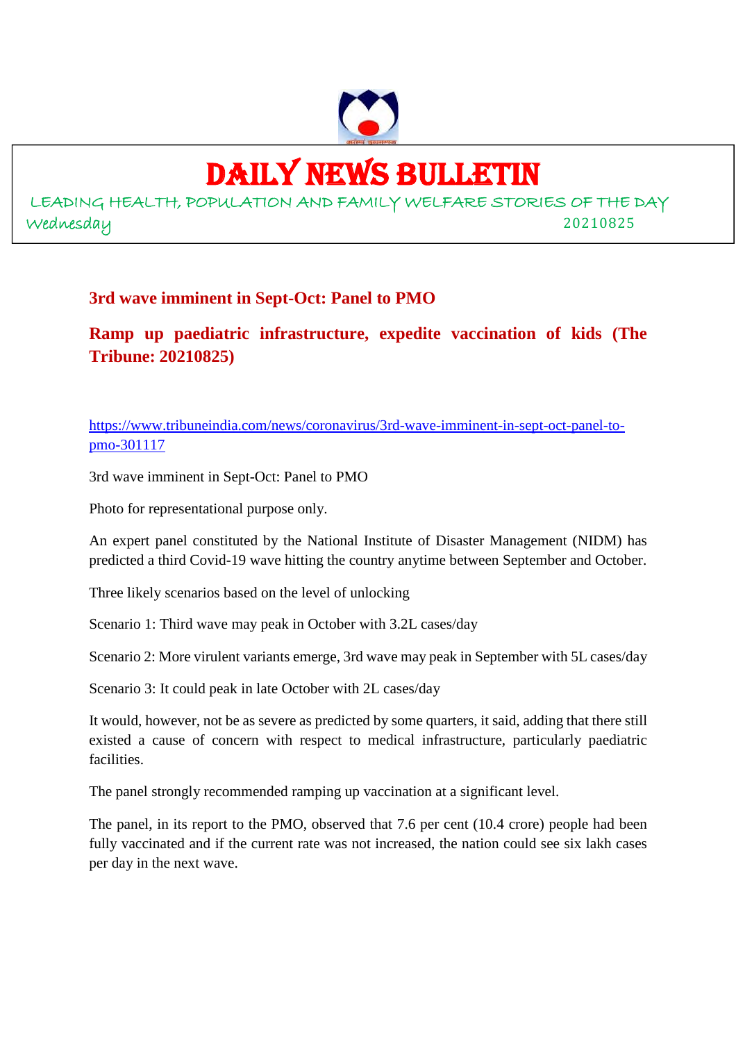# DAILY NEWS BULLETIN

LEADING HEALTH, POPULATION AND FAMILY WELFARE STORIES OF THE DAY

Wednesday 20210825

## 3rd wave imminent in Sept-Oct: Panel to PMO

## Ramp up paediatric infrastructure, expedite vaccination of kids (The Tribune: 20210825)

https://www.tribuneindia.com/news/coronavirus/3rd-wave-imminent-in-sept-oct-panel-to-pmo-301117

3rd wave imminent in Sept-Oct: Panel to PMO

Photo for representational purpose only.

An expert panel constituted by the National Institute of Disaster Management (NIDM) has predicted a third Covid-19 wave hitting the country anytime between September and October.

Three likely scenarios based on the level of unlocking

Scenario 1: Third wave may peak in October with 3.2L cases/day

Scenario 2: More virulent variants emerge, 3rd wave may peak in September with 5L cases/day

Scenario 3: It could peak in late October with 2L cases/day

It would, however, not be as severe as predicted by some quarters, it said, adding that there still existed a cause of concern with respect to medical infrastructure, particularly paediatric facilities.

The panel strongly recommended ramping up vaccination at a significant level.

The panel, in its report to the PMO, observed that 7.6 per cent (10.4 crore) people had been fully vaccinated and if the current rate was not increased, the nation could see six lakh cases per day in the next wave.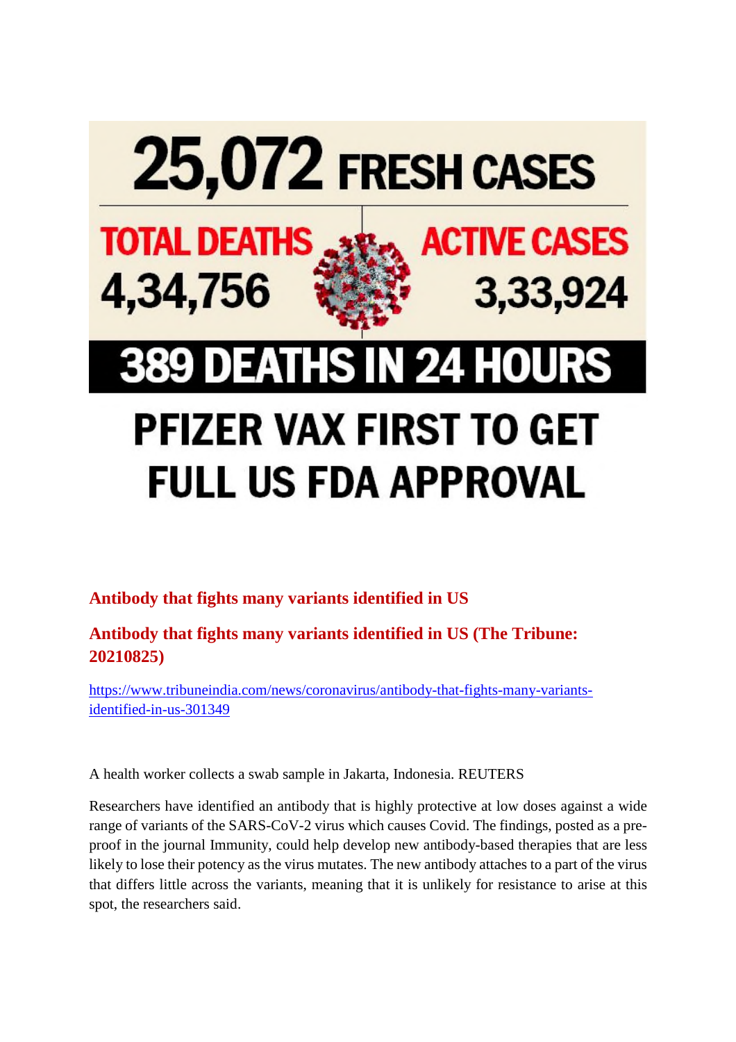25,072 FRESH CASES

TOTAL DEATHS 4,34,756

ACTIVE CASES 3,33,924

389 DEATHS IN 24 HOURS

PFIZER VAX FIRST TO GET FULL US FDA APPROVAL

## Antibody that fights many variants identified in US

## Antibody that fights many variants identified in US (The Tribune: 20210825)

https://www.tribuneindia.com/news/coronavirus/antibody-that-fights-many-variants-identified-in-us-301349

A health worker collects a swab sample in Jakarta, Indonesia. REUTERS

Researchers have identified an antibody that is highly protective at low doses against a wide range of variants of the SARS-CoV-2 virus which causes Covid. The findings, posted as a pre-proof in the journal Immunity, could help develop new antibody-based therapies that are less likely to lose their potency as the virus mutates. The new antibody attaches to a part of the virus that differs little across the variants, meaning that it is unlikely for resistance to arise at this spot, the researchers said.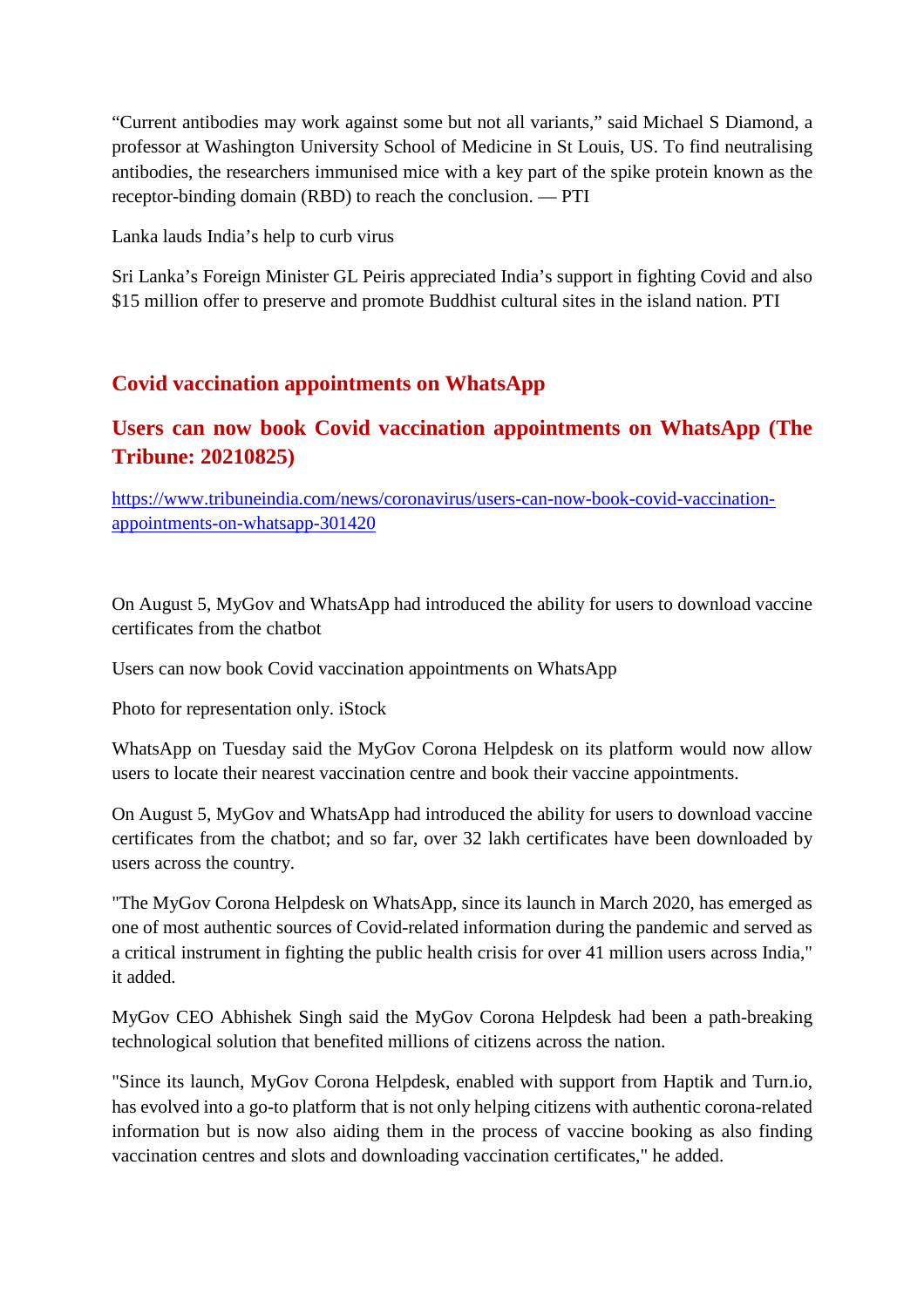"Current antibodies may work against some but not all variants," said Michael S Diamond, a professor at Washington University School of Medicine in St Louis, US. To find neutralising antibodies, the researchers immunised mice with a key part of the spike protein known as the receptor-binding domain (RBD) to reach the conclusion. — PTI

Lanka lauds India's help to curb virus

Sri Lanka's Foreign Minister GL Peiris appreciated India's support in fighting Covid and also $15 million offer to preserve and promote Buddhist cultural sites in the island nation. PTI

## Covid vaccination appointments on WhatsApp

## Users can now book Covid vaccination appointments on WhatsApp (The Tribune: 20210825)

https://www.tribuneindia.com/news/coronavirus/users-can-now-book-covid-vaccination-appointments-on-whatsapp-301420

On August 5, MyGov and WhatsApp had introduced the ability for users to download vaccine certificates from the chatbot

Users can now book Covid vaccination appointments on WhatsApp

Photo for representation only. iStock

WhatsApp on Tuesday said the MyGov Corona Helpdesk on its platform would now allow users to locate their nearest vaccination centre and book their vaccine appointments.

On August 5, MyGov and WhatsApp had introduced the ability for users to download vaccine certificates from the chatbot; and so far, over 32 lakh certificates have been downloaded by users across the country.

"The MyGov Corona Helpdesk on WhatsApp, since its launch in March 2020, has emerged as one of most authentic sources of Covid-related information during the pandemic and served as a critical instrument in fighting the public health crisis for over 41 million users across India," it added.

MyGov CEO Abhishek Singh said the MyGov Corona Helpdesk had been a path-breaking technological solution that benefited millions of citizens across the nation.

"Since its launch, MyGov Corona Helpdesk, enabled with support from Haptik and Turn.io, has evolved into a go-to platform that is not only helping citizens with authentic corona-related information but is now also aiding them in the process of vaccine booking as also finding vaccination centres and slots and downloading vaccination certificates," he added.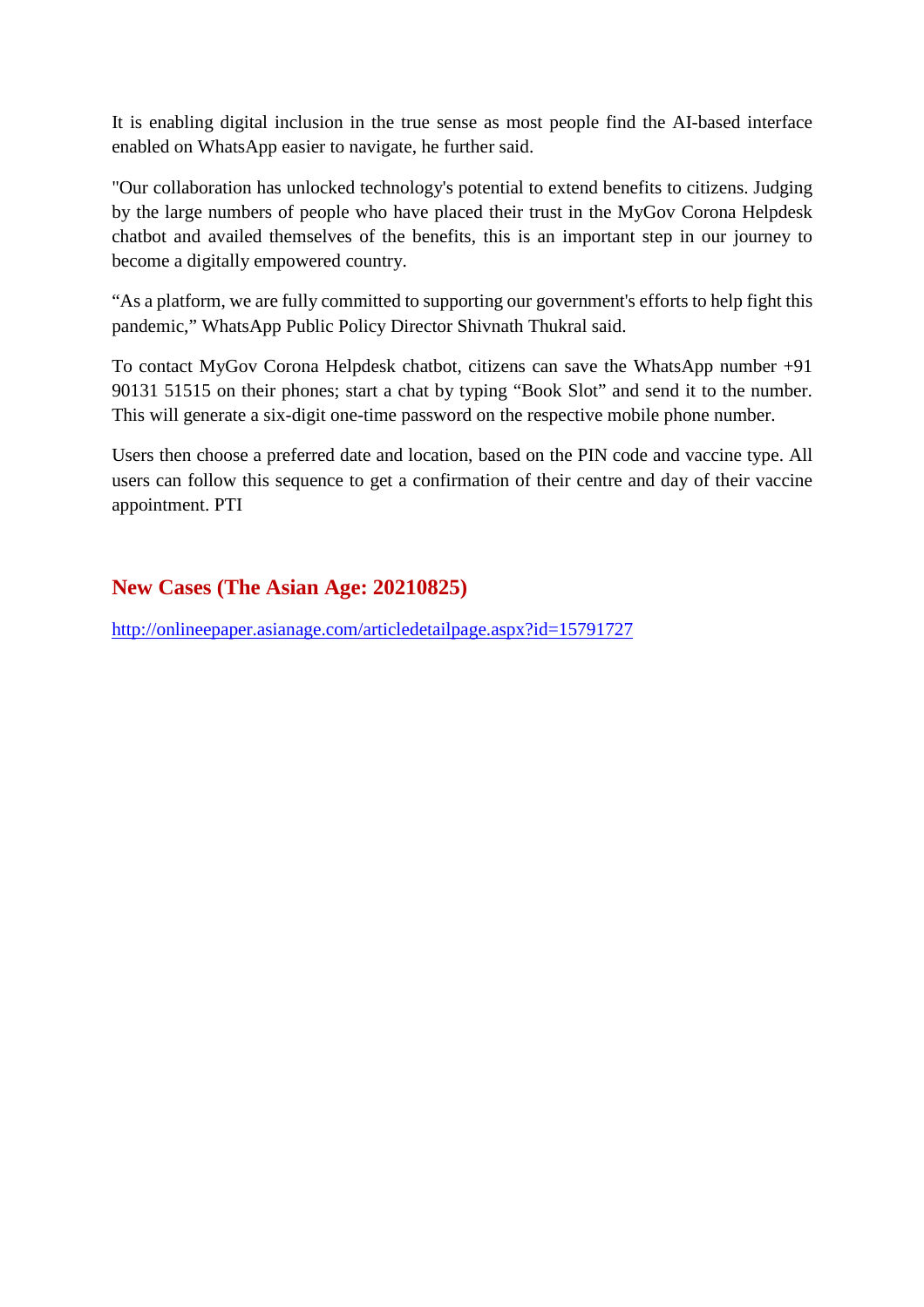It is enabling digital inclusion in the true sense as most people find the AI-based interface enabled on WhatsApp easier to navigate, he further said.

"Our collaboration has unlocked technology's potential to extend benefits to citizens. Judging by the large numbers of people who have placed their trust in the MyGov Corona Helpdesk chatbot and availed themselves of the benefits, this is an important step in our journey to become a digitally empowered country.

“As a platform, we are fully committed to supporting our government's efforts to help fight this pandemic,” WhatsApp Public Policy Director Shivnath Thukral said.

To contact MyGov Corona Helpdesk chatbot, citizens can save the WhatsApp number +91 90131 51515 on their phones; start a chat by typing “Book Slot” and send it to the number. This will generate a six-digit one-time password on the respective mobile phone number.

Users then choose a preferred date and location, based on the PIN code and vaccine type. All users can follow this sequence to get a confirmation of their centre and day of their vaccine appointment. PTI

## New Cases (The Asian Age: 20210825)

http://onlineepaper.asianage.com/articledetailpage.aspx?id=15791727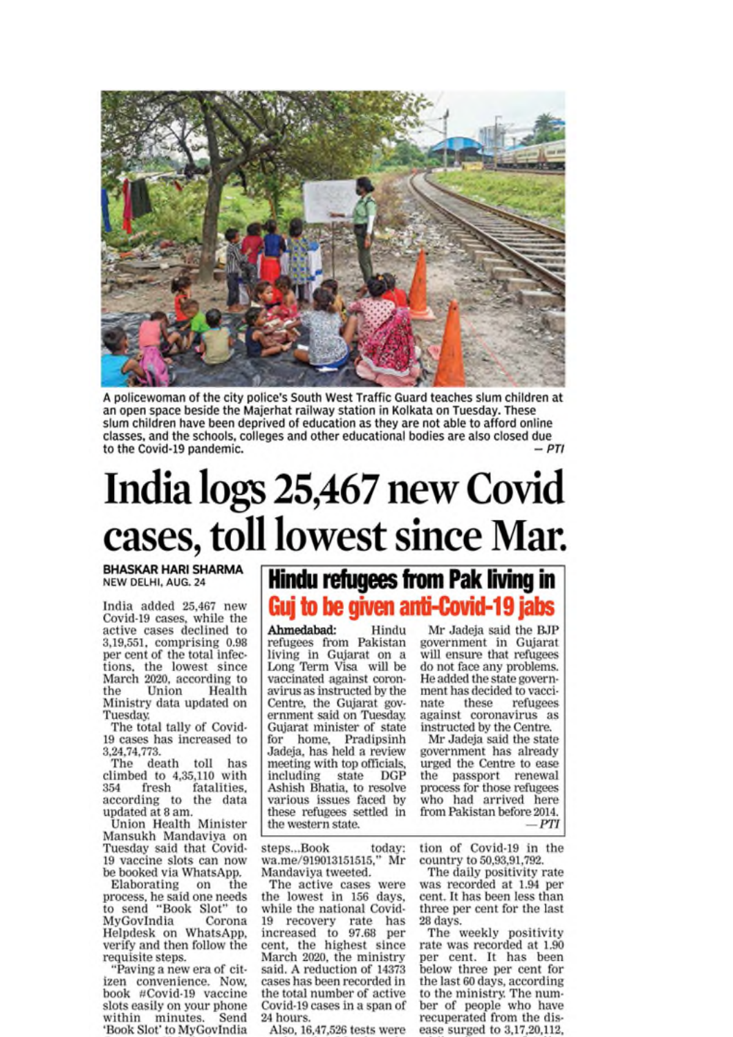A policewoman of the city police's South West Traffic Guard teaches slum children at an open space beside the Majerhat railway station in Kolkata on Tuesday. These slum children have been deprived of education as they are not able to afford online classes, and the schools, colleges and other educational bodies are also closed due to the Covid-19 pandemic. — PTI

# India logs 25,467 new Covid cases, toll lowest since Mar.

**BHASKAR HARI SHARMA**
NEW DELHI, AUG. 24

India added 25,467 new Covid-19 cases, while the active cases declined to 3,19,551, comprising 0.98 per cent of the total infections, the lowest since March 2020, according to the Union Health Ministry data updated on Tuesday.

The total tally of Covid-19 cases has increased to 3,24,74,773.

The death toll has climbed to 4,35,110 with 354 fresh fatalities, according to the data updated at 8 am.

Union Health Minister Mansukh Mandaviya on Tuesday said that Covid-19 vaccine slots can now be booked via WhatsApp.

Elaborating on the process, he said one needs to send "Book Slot" to MyGovIndia Corona Helpdesk on WhatsApp, verify and then follow the requisite steps.

"Paving a new era of citizen convenience. Now, book #Covid-19 vaccine slots easily on your phone within minutes. Send 'Book Slot' to MyGovIndia steps...Book today: wa.me/919013151515," Mr Mandaviya tweeted.

The active cases were the lowest in 156 days, while the national Covid-19 recovery rate has increased to 97.68 per cent, the highest since March 2020, the ministry said. A reduction of 14373 cases has been recorded in the total number of active Covid-19 cases in a span of 24 hours.

Also, 16,47,526 tests were tion of Covid-19 in the country to 50,93,91,792.

The daily positivity rate was recorded at 1.94 per cent. It has been less than three per cent for the last 28 days.

The weekly positivity rate was recorded at 1.90 per cent. It has been below three per cent for the last 60 days, according to the ministry. The number of people who have recuperated from the disease surged to 3,17,20,112,

## Hindu refugees from Pak living in Guj to be given anti-Covid-19 jabs

**Ahmedabad:** Hindu refugees from Pakistan living in Gujarat on a Long Term Visa will be vaccinated against coronavirus as instructed by the Centre, the Gujarat government said on Tuesday. Gujarat minister of state for home, Pradipsinh Jadeja, has held a review meeting with top officials, including state DGP Ashish Bhatia, to resolve various issues faced by these refugees settled in the western state.

Mr Jadeja said the BJP government in Gujarat will ensure that refugees do not face any problems. He added the state government has decided to vaccinate these refugees against coronavirus as instructed by the Centre.

Mr Jadeja said the state government has already urged the Centre to ease the passport renewal process for those refugees who had arrived here from Pakistan before 2014.

— PTI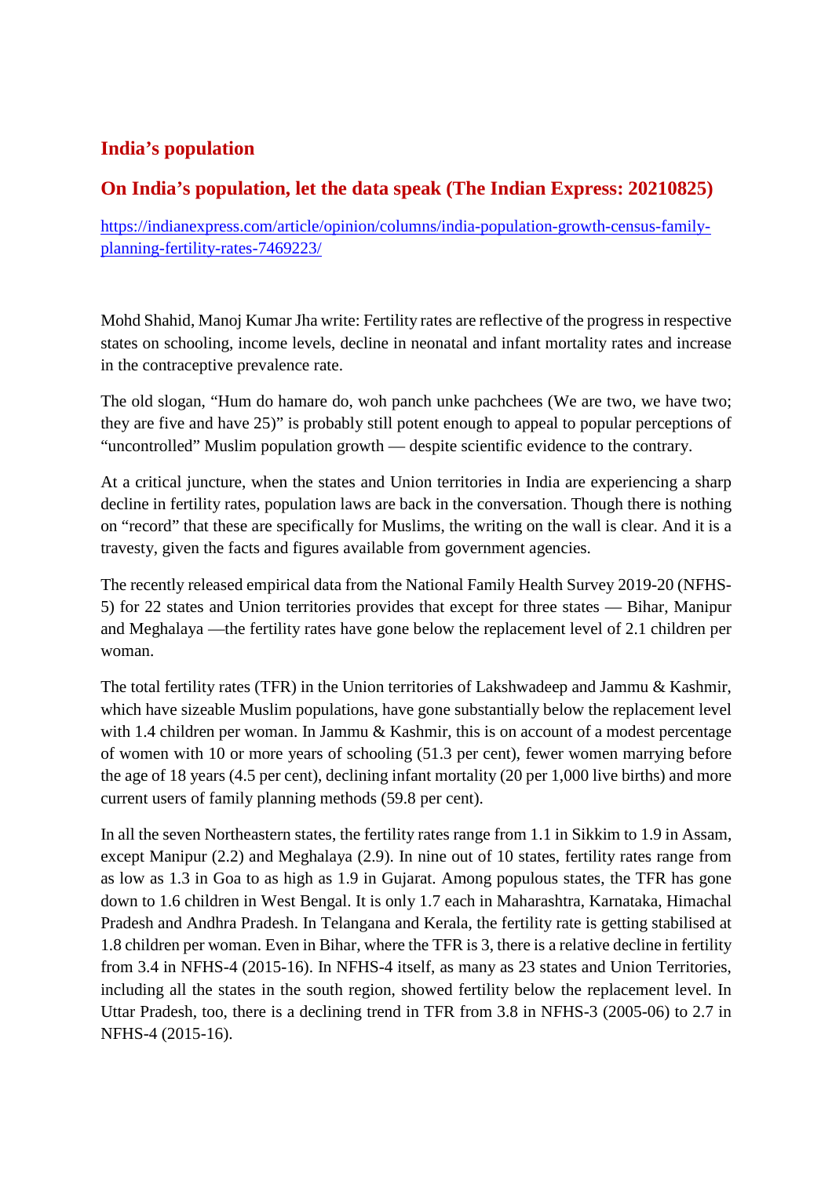## India's population

## On India's population, let the data speak (The Indian Express: 20210825)

[https://indianexpress.com/article/opinion/columns/india-population-growth-census-family-planning-fertility-rates-7469223/](https://indianexpress.com/article/opinion/columns/india-population-growth-census-family-planning-fertility-rates-7469223/)

Mohd Shahid, Manoj Kumar Jha write: Fertility rates are reflective of the progress in respective states on schooling, income levels, decline in neonatal and infant mortality rates and increase in the contraceptive prevalence rate.

The old slogan, "Hum do hamare do, woh panch unke pachchees (We are two, we have two; they are five and have 25)" is probably still potent enough to appeal to popular perceptions of "uncontrolled" Muslim population growth — despite scientific evidence to the contrary.

At a critical juncture, when the states and Union territories in India are experiencing a sharp decline in fertility rates, population laws are back in the conversation. Though there is nothing on "record" that these are specifically for Muslims, the writing on the wall is clear. And it is a travesty, given the facts and figures available from government agencies.

The recently released empirical data from the National Family Health Survey 2019-20 (NFHS-5) for 22 states and Union territories provides that except for three states — Bihar, Manipur and Meghalaya —the fertility rates have gone below the replacement level of 2.1 children per woman.

The total fertility rates (TFR) in the Union territories of Lakshwadeep and Jammu & Kashmir, which have sizeable Muslim populations, have gone substantially below the replacement level with 1.4 children per woman. In Jammu & Kashmir, this is on account of a modest percentage of women with 10 or more years of schooling (51.3 per cent), fewer women marrying before the age of 18 years (4.5 per cent), declining infant mortality (20 per 1,000 live births) and more current users of family planning methods (59.8 per cent).

In all the seven Northeastern states, the fertility rates range from 1.1 in Sikkim to 1.9 in Assam, except Manipur (2.2) and Meghalaya (2.9). In nine out of 10 states, fertility rates range from as low as 1.3 in Goa to as high as 1.9 in Gujarat. Among populous states, the TFR has gone down to 1.6 children in West Bengal. It is only 1.7 each in Maharashtra, Karnataka, Himachal Pradesh and Andhra Pradesh. In Telangana and Kerala, the fertility rate is getting stabilised at 1.8 children per woman. Even in Bihar, where the TFR is 3, there is a relative decline in fertility from 3.4 in NFHS-4 (2015-16). In NFHS-4 itself, as many as 23 states and Union Territories, including all the states in the south region, showed fertility below the replacement level. In Uttar Pradesh, too, there is a declining trend in TFR from 3.8 in NFHS-3 (2005-06) to 2.7 in NFHS-4 (2015-16).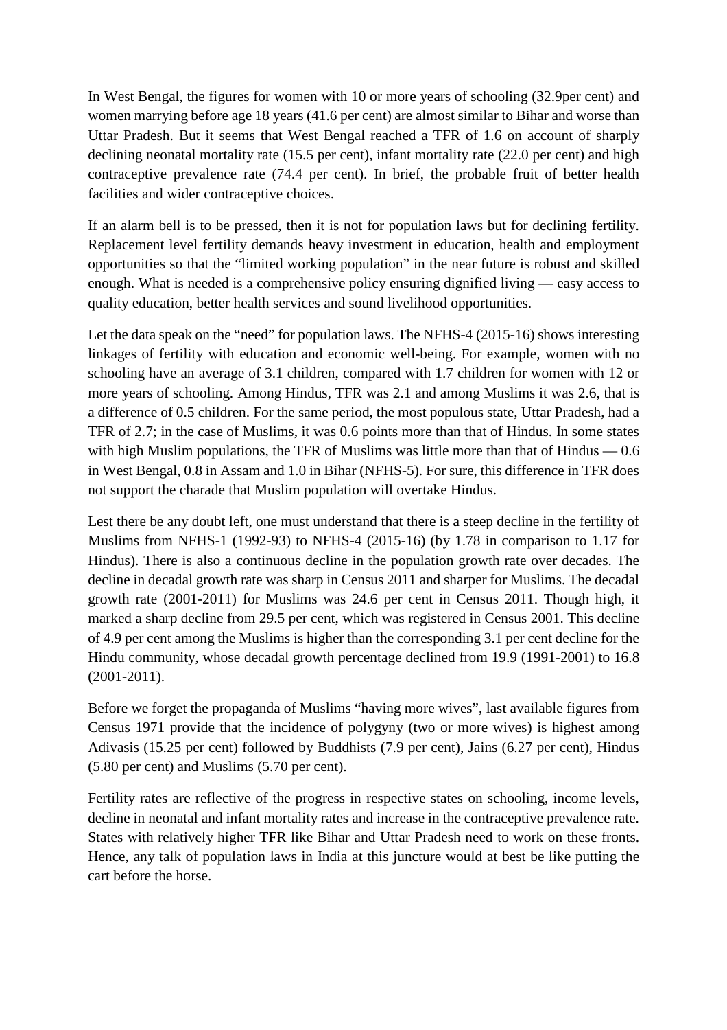In West Bengal, the figures for women with 10 or more years of schooling (32.9per cent) and women marrying before age 18 years (41.6 per cent) are almost similar to Bihar and worse than Uttar Pradesh. But it seems that West Bengal reached a TFR of 1.6 on account of sharply declining neonatal mortality rate (15.5 per cent), infant mortality rate (22.0 per cent) and high contraceptive prevalence rate (74.4 per cent). In brief, the probable fruit of better health facilities and wider contraceptive choices.

If an alarm bell is to be pressed, then it is not for population laws but for declining fertility. Replacement level fertility demands heavy investment in education, health and employment opportunities so that the "limited working population" in the near future is robust and skilled enough. What is needed is a comprehensive policy ensuring dignified living — easy access to quality education, better health services and sound livelihood opportunities.

Let the data speak on the "need" for population laws. The NFHS-4 (2015-16) shows interesting linkages of fertility with education and economic well-being. For example, women with no schooling have an average of 3.1 children, compared with 1.7 children for women with 12 or more years of schooling. Among Hindus, TFR was 2.1 and among Muslims it was 2.6, that is a difference of 0.5 children. For the same period, the most populous state, Uttar Pradesh, had a TFR of 2.7; in the case of Muslims, it was 0.6 points more than that of Hindus. In some states with high Muslim populations, the TFR of Muslims was little more than that of Hindus — 0.6 in West Bengal, 0.8 in Assam and 1.0 in Bihar (NFHS-5). For sure, this difference in TFR does not support the charade that Muslim population will overtake Hindus.

Lest there be any doubt left, one must understand that there is a steep decline in the fertility of Muslims from NFHS-1 (1992-93) to NFHS-4 (2015-16) (by 1.78 in comparison to 1.17 for Hindus). There is also a continuous decline in the population growth rate over decades. The decline in decadal growth rate was sharp in Census 2011 and sharper for Muslims. The decadal growth rate (2001-2011) for Muslims was 24.6 per cent in Census 2011. Though high, it marked a sharp decline from 29.5 per cent, which was registered in Census 2001. This decline of 4.9 per cent among the Muslims is higher than the corresponding 3.1 per cent decline for the Hindu community, whose decadal growth percentage declined from 19.9 (1991-2001) to 16.8 (2001-2011).

Before we forget the propaganda of Muslims "having more wives", last available figures from Census 1971 provide that the incidence of polygyny (two or more wives) is highest among Adivasis (15.25 per cent) followed by Buddhists (7.9 per cent), Jains (6.27 per cent), Hindus (5.80 per cent) and Muslims (5.70 per cent).

Fertility rates are reflective of the progress in respective states on schooling, income levels, decline in neonatal and infant mortality rates and increase in the contraceptive prevalence rate. States with relatively higher TFR like Bihar and Uttar Pradesh need to work on these fronts. Hence, any talk of population laws in India at this juncture would at best be like putting the cart before the horse.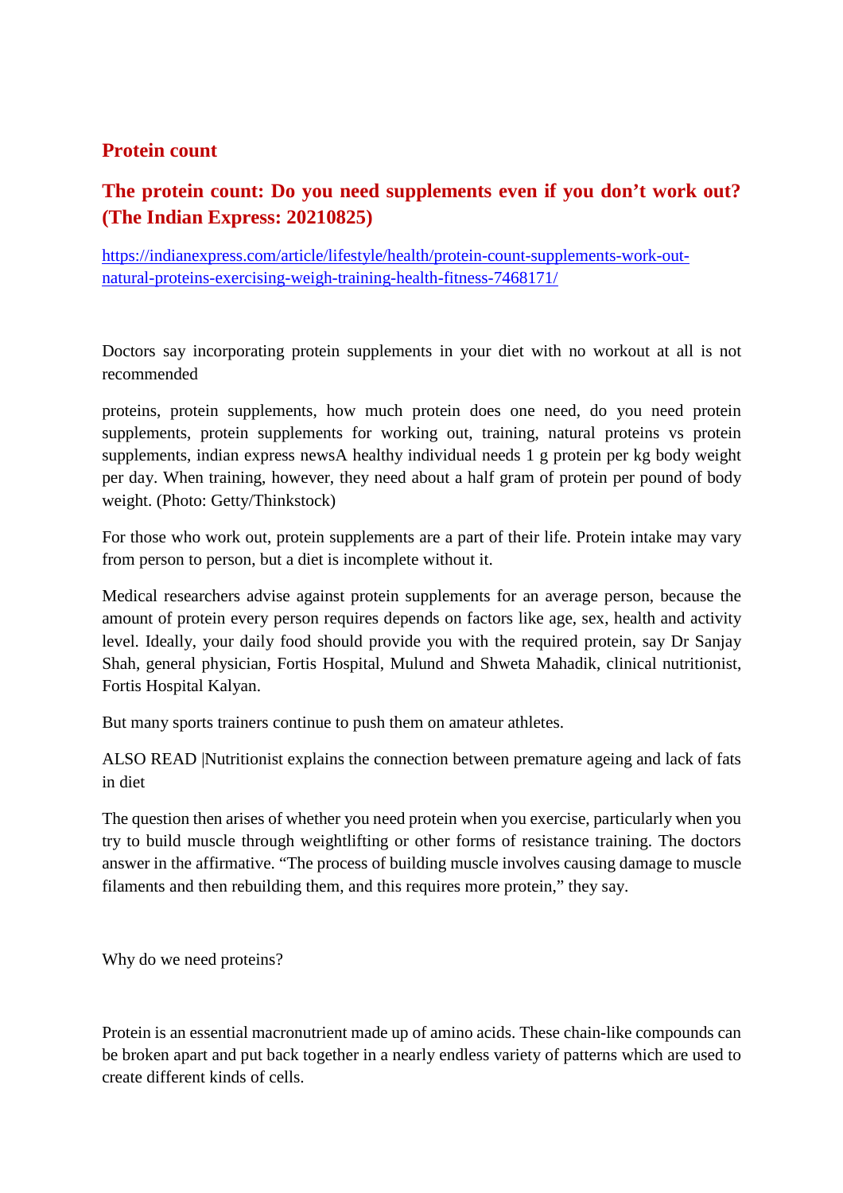## Protein count

## The protein count: Do you need supplements even if you don't work out? (The Indian Express: 20210825)

https://indianexpress.com/article/lifestyle/health/protein-count-supplements-work-out-natural-proteins-exercising-weigh-training-health-fitness-7468171/

Doctors say incorporating protein supplements in your diet with no workout at all is not recommended

proteins, protein supplements, how much protein does one need, do you need protein supplements, protein supplements for working out, training, natural proteins vs protein supplements, indian express newsA healthy individual needs 1 g protein per kg body weight per day. When training, however, they need about a half gram of protein per pound of body weight. (Photo: Getty/Thinkstock)

For those who work out, protein supplements are a part of their life. Protein intake may vary from person to person, but a diet is incomplete without it.

Medical researchers advise against protein supplements for an average person, because the amount of protein every person requires depends on factors like age, sex, health and activity level. Ideally, your daily food should provide you with the required protein, say Dr Sanjay Shah, general physician, Fortis Hospital, Mulund and Shweta Mahadik, clinical nutritionist, Fortis Hospital Kalyan.

But many sports trainers continue to push them on amateur athletes.

ALSO READ |Nutritionist explains the connection between premature ageing and lack of fats in diet

The question then arises of whether you need protein when you exercise, particularly when you try to build muscle through weightlifting or other forms of resistance training. The doctors answer in the affirmative. "The process of building muscle involves causing damage to muscle filaments and then rebuilding them, and this requires more protein," they say.

Why do we need proteins?

Protein is an essential macronutrient made up of amino acids. These chain-like compounds can be broken apart and put back together in a nearly endless variety of patterns which are used to create different kinds of cells.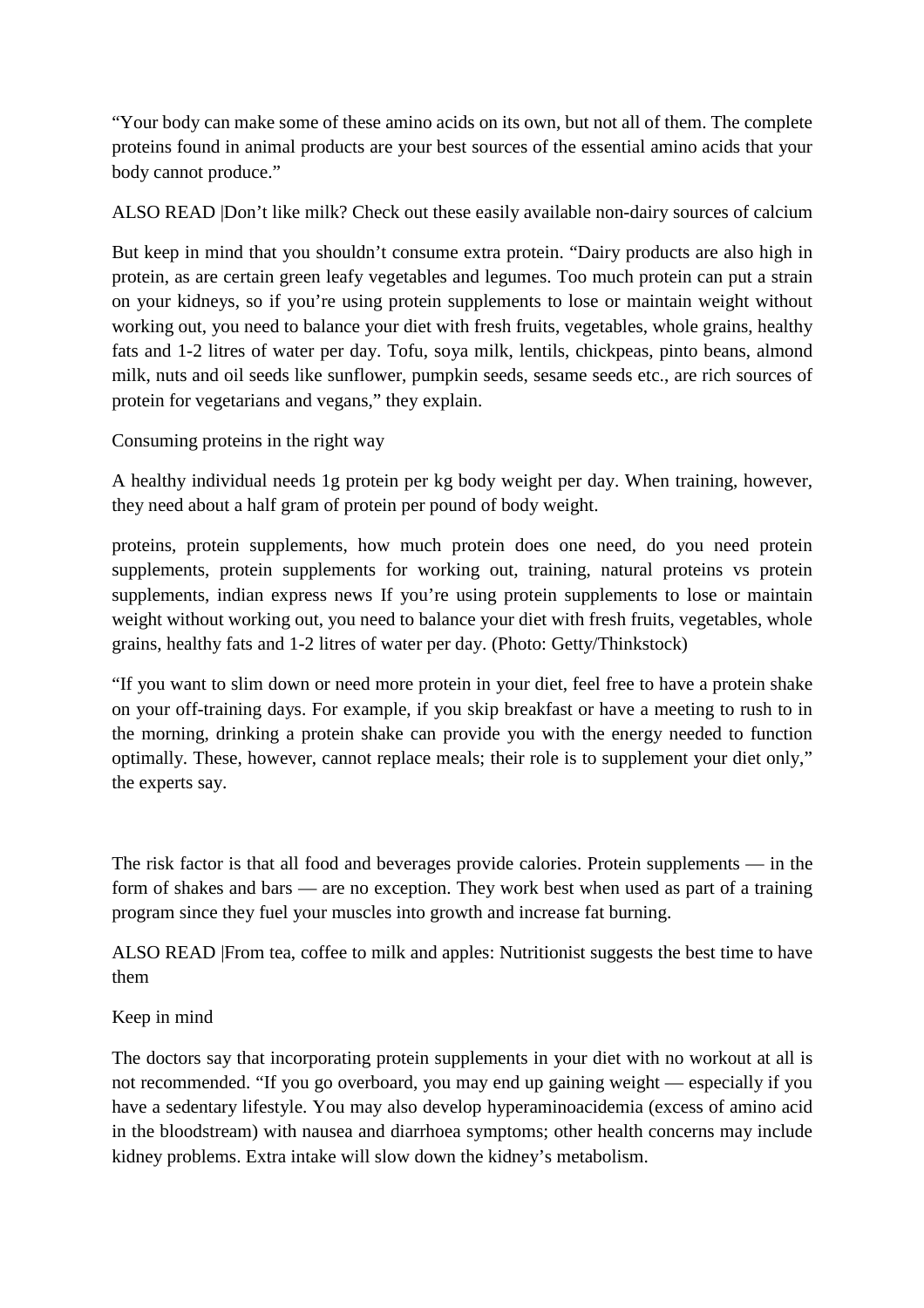“Your body can make some of these amino acids on its own, but not all of them. The complete proteins found in animal products are your best sources of the essential amino acids that your body cannot produce.”

ALSO READ |Don’t like milk? Check out these easily available non-dairy sources of calcium

But keep in mind that you shouldn’t consume extra protein. “Dairy products are also high in protein, as are certain green leafy vegetables and legumes. Too much protein can put a strain on your kidneys, so if you’re using protein supplements to lose or maintain weight without working out, you need to balance your diet with fresh fruits, vegetables, whole grains, healthy fats and 1-2 litres of water per day. Tofu, soya milk, lentils, chickpeas, pinto beans, almond milk, nuts and oil seeds like sunflower, pumpkin seeds, sesame seeds etc., are rich sources of protein for vegetarians and vegans,” they explain.

Consuming proteins in the right way

A healthy individual needs 1g protein per kg body weight per day. When training, however, they need about a half gram of protein per pound of body weight.

proteins, protein supplements, how much protein does one need, do you need protein supplements, protein supplements for working out, training, natural proteins vs protein supplements, indian express news If you’re using protein supplements to lose or maintain weight without working out, you need to balance your diet with fresh fruits, vegetables, whole grains, healthy fats and 1-2 litres of water per day. (Photo: Getty/Thinkstock)

“If you want to slim down or need more protein in your diet, feel free to have a protein shake on your off-training days. For example, if you skip breakfast or have a meeting to rush to in the morning, drinking a protein shake can provide you with the energy needed to function optimally. These, however, cannot replace meals; their role is to supplement your diet only,” the experts say.

The risk factor is that all food and beverages provide calories. Protein supplements — in the form of shakes and bars — are no exception. They work best when used as part of a training program since they fuel your muscles into growth and increase fat burning.

ALSO READ |From tea, coffee to milk and apples: Nutritionist suggests the best time to have them

Keep in mind

The doctors say that incorporating protein supplements in your diet with no workout at all is not recommended. “If you go overboard, you may end up gaining weight — especially if you have a sedentary lifestyle. You may also develop hyperaminoacidemia (excess of amino acid in the bloodstream) with nausea and diarrhoea symptoms; other health concerns may include kidney problems. Extra intake will slow down the kidney’s metabolism.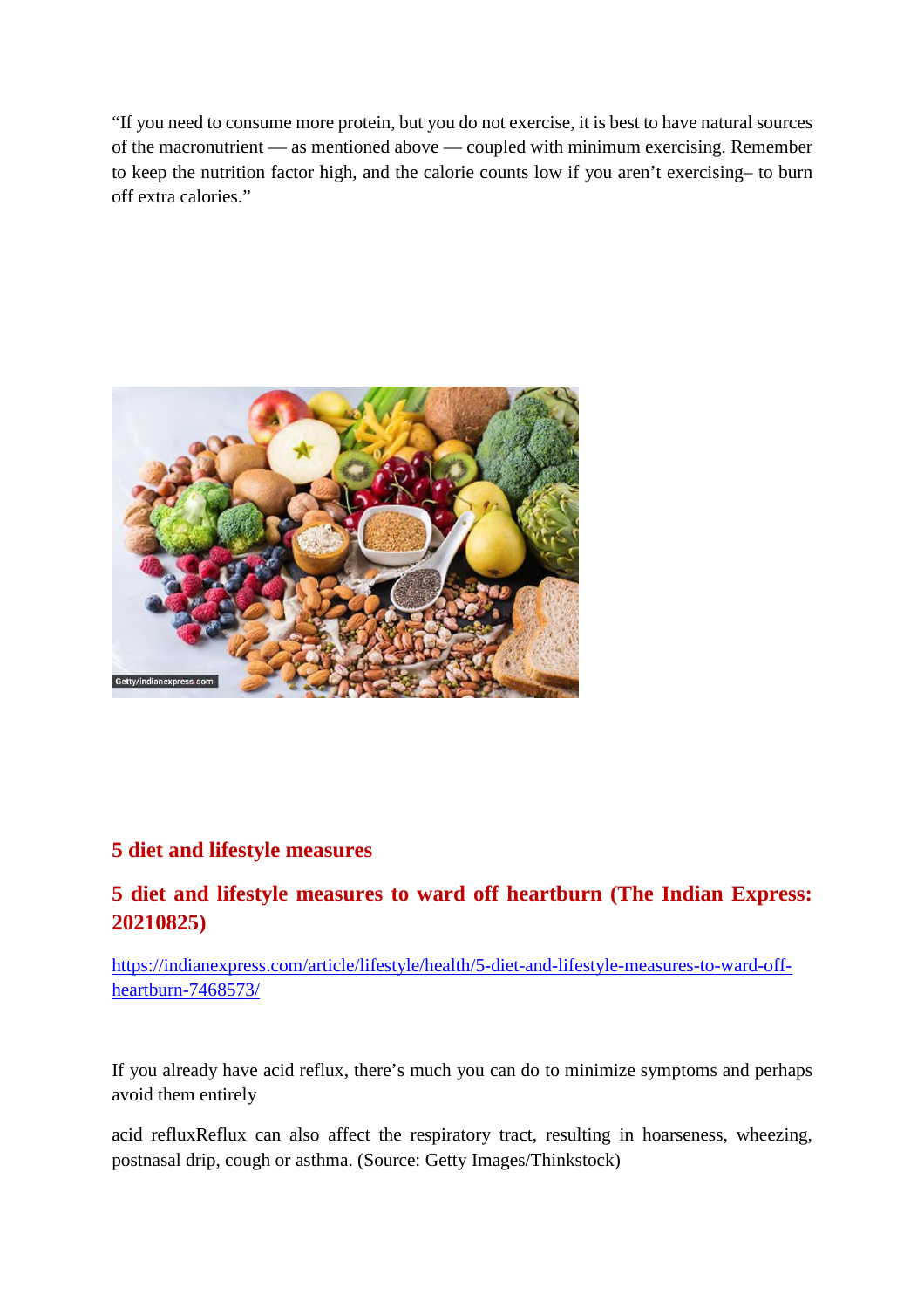"If you need to consume more protein, but you do not exercise, it is best to have natural sources of the macronutrient — as mentioned above — coupled with minimum exercising. Remember to keep the nutrition factor high, and the calorie counts low if you aren't exercising– to burn off extra calories."

Getty/indianexpress.com

## 5 diet and lifestyle measures

## 5 diet and lifestyle measures to ward off heartburn (The Indian Express: 20210825)

https://indianexpress.com/article/lifestyle/health/5-diet-and-lifestyle-measures-to-ward-off-heartburn-7468573/

If you already have acid reflux, there's much you can do to minimize symptoms and perhaps avoid them entirely

acid refluxReflux can also affect the respiratory tract, resulting in hoarseness, wheezing, postnasal drip, cough or asthma. (Source: Getty Images/Thinkstock)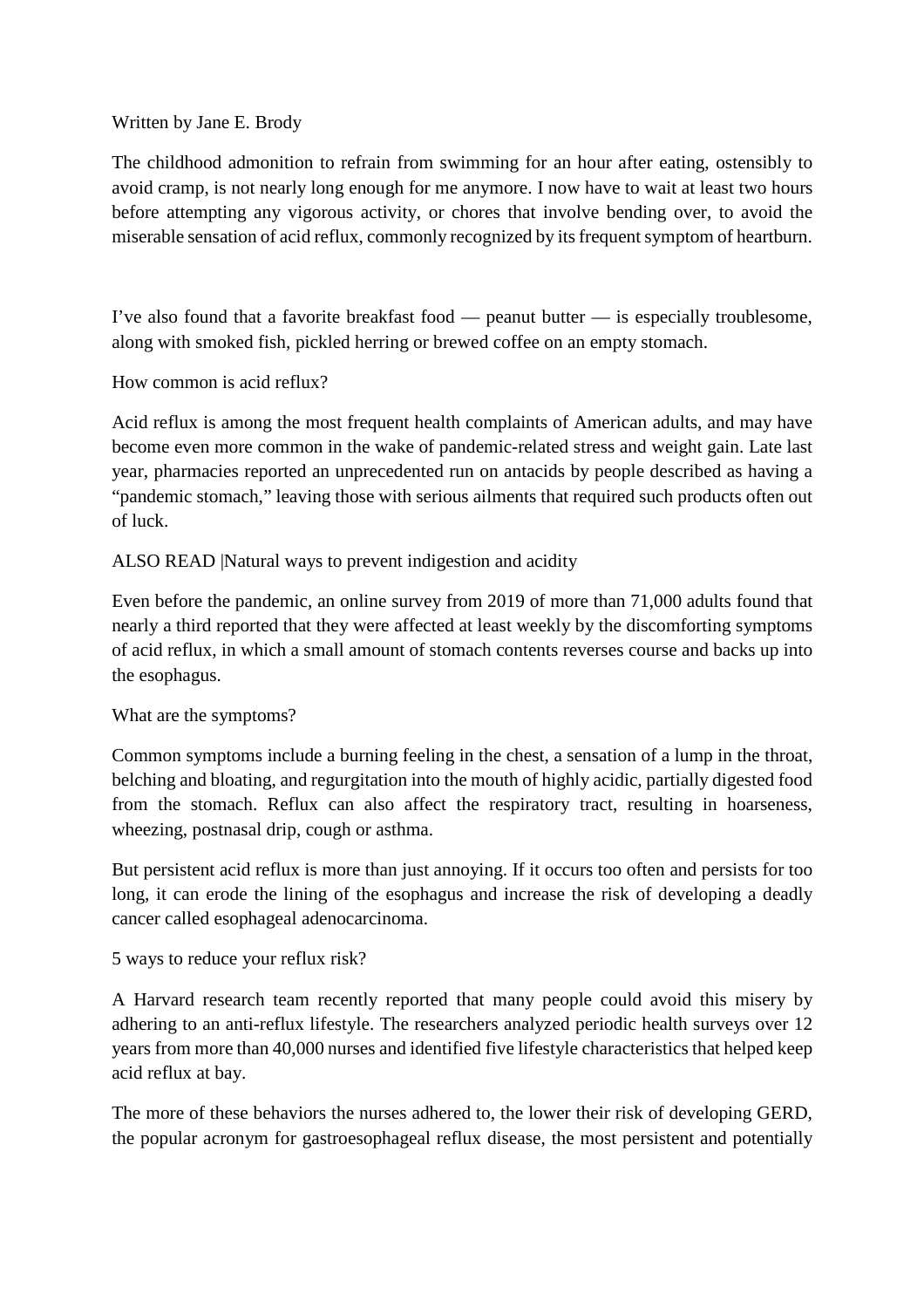Written by Jane E. Brody

The childhood admonition to refrain from swimming for an hour after eating, ostensibly to avoid cramp, is not nearly long enough for me anymore. I now have to wait at least two hours before attempting any vigorous activity, or chores that involve bending over, to avoid the miserable sensation of acid reflux, commonly recognized by its frequent symptom of heartburn.

I've also found that a favorite breakfast food — peanut butter — is especially troublesome, along with smoked fish, pickled herring or brewed coffee on an empty stomach.

## How common is acid reflux?

Acid reflux is among the most frequent health complaints of American adults, and may have become even more common in the wake of pandemic-related stress and weight gain. Late last year, pharmacies reported an unprecedented run on antacids by people described as having a "pandemic stomach," leaving those with serious ailments that required such products often out of luck.

ALSO READ |Natural ways to prevent indigestion and acidity

Even before the pandemic, an online survey from 2019 of more than 71,000 adults found that nearly a third reported that they were affected at least weekly by the discomforting symptoms of acid reflux, in which a small amount of stomach contents reverses course and backs up into the esophagus.

## What are the symptoms?

Common symptoms include a burning feeling in the chest, a sensation of a lump in the throat, belching and bloating, and regurgitation into the mouth of highly acidic, partially digested food from the stomach. Reflux can also affect the respiratory tract, resulting in hoarseness, wheezing, postnasal drip, cough or asthma.

But persistent acid reflux is more than just annoying. If it occurs too often and persists for too long, it can erode the lining of the esophagus and increase the risk of developing a deadly cancer called esophageal adenocarcinoma.

## 5 ways to reduce your reflux risk?

A Harvard research team recently reported that many people could avoid this misery by adhering to an anti-reflux lifestyle. The researchers analyzed periodic health surveys over 12 years from more than 40,000 nurses and identified five lifestyle characteristics that helped keep acid reflux at bay.

The more of these behaviors the nurses adhered to, the lower their risk of developing GERD, the popular acronym for gastroesophageal reflux disease, the most persistent and potentially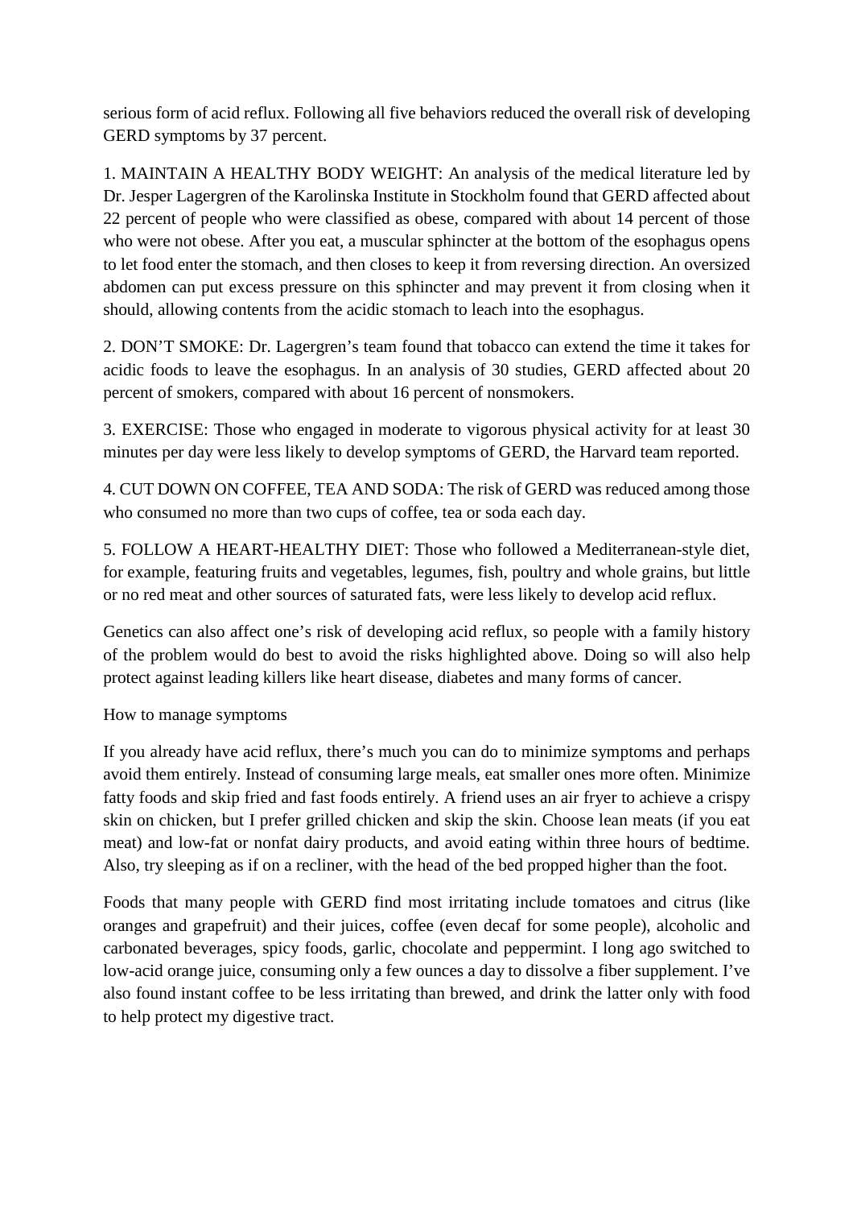serious form of acid reflux. Following all five behaviors reduced the overall risk of developing GERD symptoms by 37 percent.

1. MAINTAIN A HEALTHY BODY WEIGHT: An analysis of the medical literature led by Dr. Jesper Lagergren of the Karolinska Institute in Stockholm found that GERD affected about 22 percent of people who were classified as obese, compared with about 14 percent of those who were not obese. After you eat, a muscular sphincter at the bottom of the esophagus opens to let food enter the stomach, and then closes to keep it from reversing direction. An oversized abdomen can put excess pressure on this sphincter and may prevent it from closing when it should, allowing contents from the acidic stomach to leach into the esophagus.

2. DON'T SMOKE: Dr. Lagergren's team found that tobacco can extend the time it takes for acidic foods to leave the esophagus. In an analysis of 30 studies, GERD affected about 20 percent of smokers, compared with about 16 percent of nonsmokers.

3. EXERCISE: Those who engaged in moderate to vigorous physical activity for at least 30 minutes per day were less likely to develop symptoms of GERD, the Harvard team reported.

4. CUT DOWN ON COFFEE, TEA AND SODA: The risk of GERD was reduced among those who consumed no more than two cups of coffee, tea or soda each day.

5. FOLLOW A HEART-HEALTHY DIET: Those who followed a Mediterranean-style diet, for example, featuring fruits and vegetables, legumes, fish, poultry and whole grains, but little or no red meat and other sources of saturated fats, were less likely to develop acid reflux.

Genetics can also affect one's risk of developing acid reflux, so people with a family history of the problem would do best to avoid the risks highlighted above. Doing so will also help protect against leading killers like heart disease, diabetes and many forms of cancer.

How to manage symptoms

If you already have acid reflux, there's much you can do to minimize symptoms and perhaps avoid them entirely. Instead of consuming large meals, eat smaller ones more often. Minimize fatty foods and skip fried and fast foods entirely. A friend uses an air fryer to achieve a crispy skin on chicken, but I prefer grilled chicken and skip the skin. Choose lean meats (if you eat meat) and low-fat or nonfat dairy products, and avoid eating within three hours of bedtime. Also, try sleeping as if on a recliner, with the head of the bed propped higher than the foot.

Foods that many people with GERD find most irritating include tomatoes and citrus (like oranges and grapefruit) and their juices, coffee (even decaf for some people), alcoholic and carbonated beverages, spicy foods, garlic, chocolate and peppermint. I long ago switched to low-acid orange juice, consuming only a few ounces a day to dissolve a fiber supplement. I've also found instant coffee to be less irritating than brewed, and drink the latter only with food to help protect my digestive tract.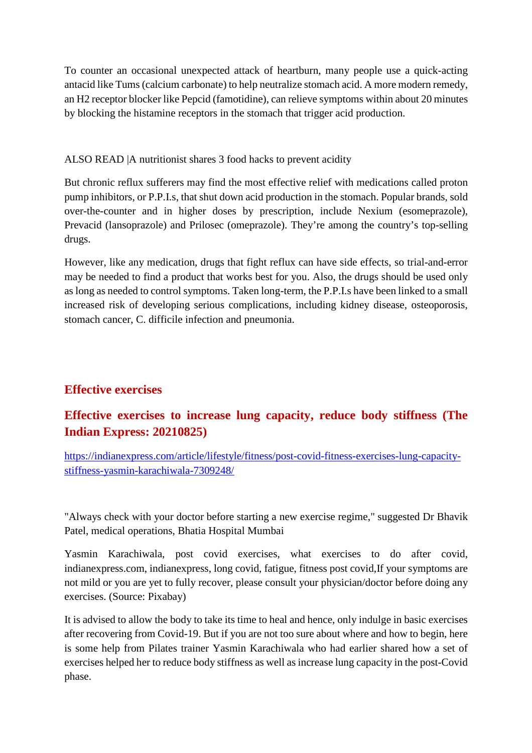To counter an occasional unexpected attack of heartburn, many people use a quick-acting antacid like Tums (calcium carbonate) to help neutralize stomach acid. A more modern remedy, an H2 receptor blocker like Pepcid (famotidine), can relieve symptoms within about 20 minutes by blocking the histamine receptors in the stomach that trigger acid production.

ALSO READ |A nutritionist shares 3 food hacks to prevent acidity

But chronic reflux sufferers may find the most effective relief with medications called proton pump inhibitors, or P.P.I.s, that shut down acid production in the stomach. Popular brands, sold over-the-counter and in higher doses by prescription, include Nexium (esomeprazole), Prevacid (lansoprazole) and Prilosec (omeprazole). They're among the country's top-selling drugs.

However, like any medication, drugs that fight reflux can have side effects, so trial-and-error may be needed to find a product that works best for you. Also, the drugs should be used only as long as needed to control symptoms. Taken long-term, the P.P.I.s have been linked to a small increased risk of developing serious complications, including kidney disease, osteoporosis, stomach cancer, C. difficile infection and pneumonia.

## Effective exercises

### Effective exercises to increase lung capacity, reduce body stiffness (The Indian Express: 20210825)

https://indianexpress.com/article/lifestyle/fitness/post-covid-fitness-exercises-lung-capacity-stiffness-yasmin-karachiwala-7309248/

"Always check with your doctor before starting a new exercise regime," suggested Dr Bhavik Patel, medical operations, Bhatia Hospital Mumbai

Yasmin Karachiwala, post covid exercises, what exercises to do after covid, indianexpress.com, indianexpress, long covid, fatigue, fitness post covid,If your symptoms are not mild or you are yet to fully recover, please consult your physician/doctor before doing any exercises. (Source: Pixabay)

It is advised to allow the body to take its time to heal and hence, only indulge in basic exercises after recovering from Covid-19. But if you are not too sure about where and how to begin, here is some help from Pilates trainer Yasmin Karachiwala who had earlier shared how a set of exercises helped her to reduce body stiffness as well as increase lung capacity in the post-Covid phase.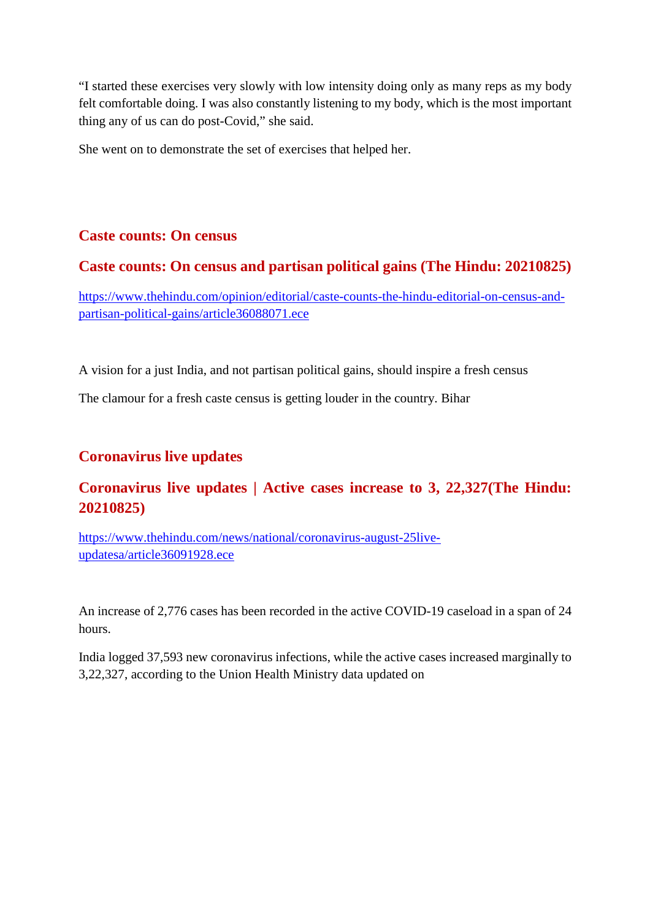"I started these exercises very slowly with low intensity doing only as many reps as my body felt comfortable doing. I was also constantly listening to my body, which is the most important thing any of us can do post-Covid," she said.

She went on to demonstrate the set of exercises that helped her.

## Caste counts: On census

## Caste counts: On census and partisan political gains (The Hindu: 20210825)

https://www.thehindu.com/opinion/editorial/caste-counts-the-hindu-editorial-on-census-and-partisan-political-gains/article36088071.ece

A vision for a just India, and not partisan political gains, should inspire a fresh census

The clamour for a fresh caste census is getting louder in the country. Bihar

## Coronavirus live updates

## Coronavirus live updates | Active cases increase to 3, 22,327(The Hindu: 20210825)

https://www.thehindu.com/news/national/coronavirus-august-25live-updatesa/article36091928.ece

An increase of 2,776 cases has been recorded in the active COVID-19 caseload in a span of 24 hours.

India logged 37,593 new coronavirus infections, while the active cases increased marginally to 3,22,327, according to the Union Health Ministry data updated on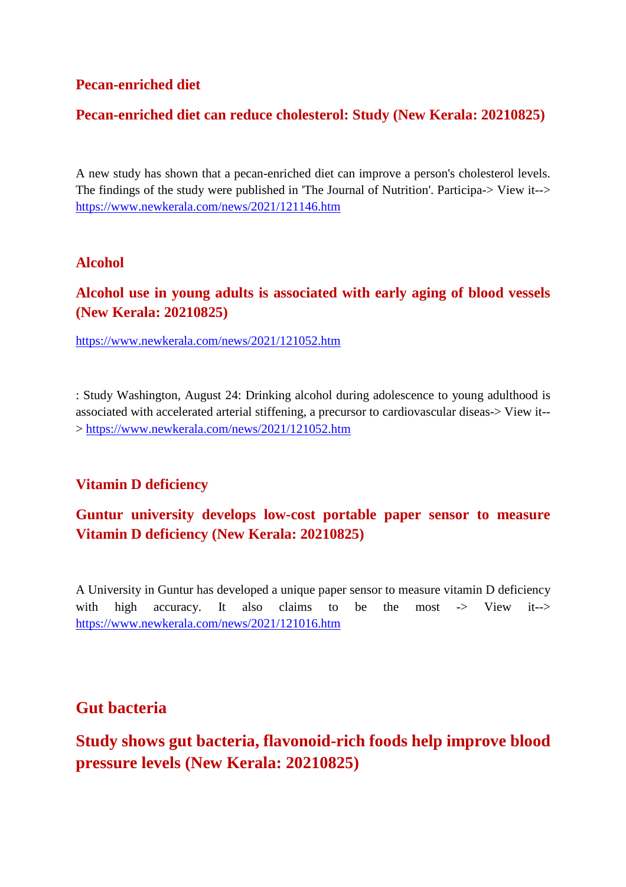## Pecan-enriched diet

### Pecan-enriched diet can reduce cholesterol: Study (New Kerala: 20210825)

A new study has shown that a pecan-enriched diet can improve a person's cholesterol levels. The findings of the study were published in 'The Journal of Nutrition'. Participa-> View it--> https://www.newkerala.com/news/2021/121146.htm

## Alcohol

### Alcohol use in young adults is associated with early aging of blood vessels (New Kerala: 20210825)

https://www.newkerala.com/news/2021/121052.htm

: Study Washington, August 24: Drinking alcohol during adolescence to young adulthood is associated with accelerated arterial stiffening, a precursor to cardiovascular diseas-> View it--> https://www.newkerala.com/news/2021/121052.htm

## Vitamin D deficiency

### Guntur university develops low-cost portable paper sensor to measure Vitamin D deficiency (New Kerala: 20210825)

A University in Guntur has developed a unique paper sensor to measure vitamin D deficiency with high accuracy. It also claims to be the most -> View it--> https://www.newkerala.com/news/2021/121016.htm

## Gut bacteria

### Study shows gut bacteria, flavonoid-rich foods help improve blood pressure levels (New Kerala: 20210825)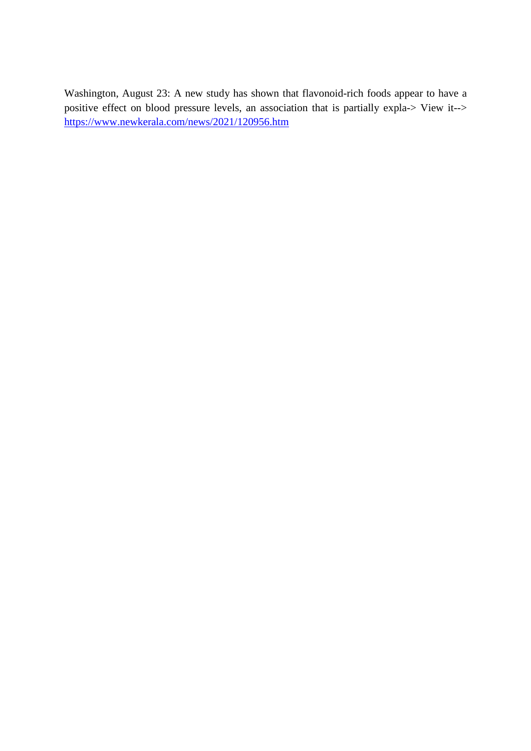Washington, August 23: A new study has shown that flavonoid-rich foods appear to have a positive effect on blood pressure levels, an association that is partially expla-> View it--> https://www.newkerala.com/news/2021/120956.htm